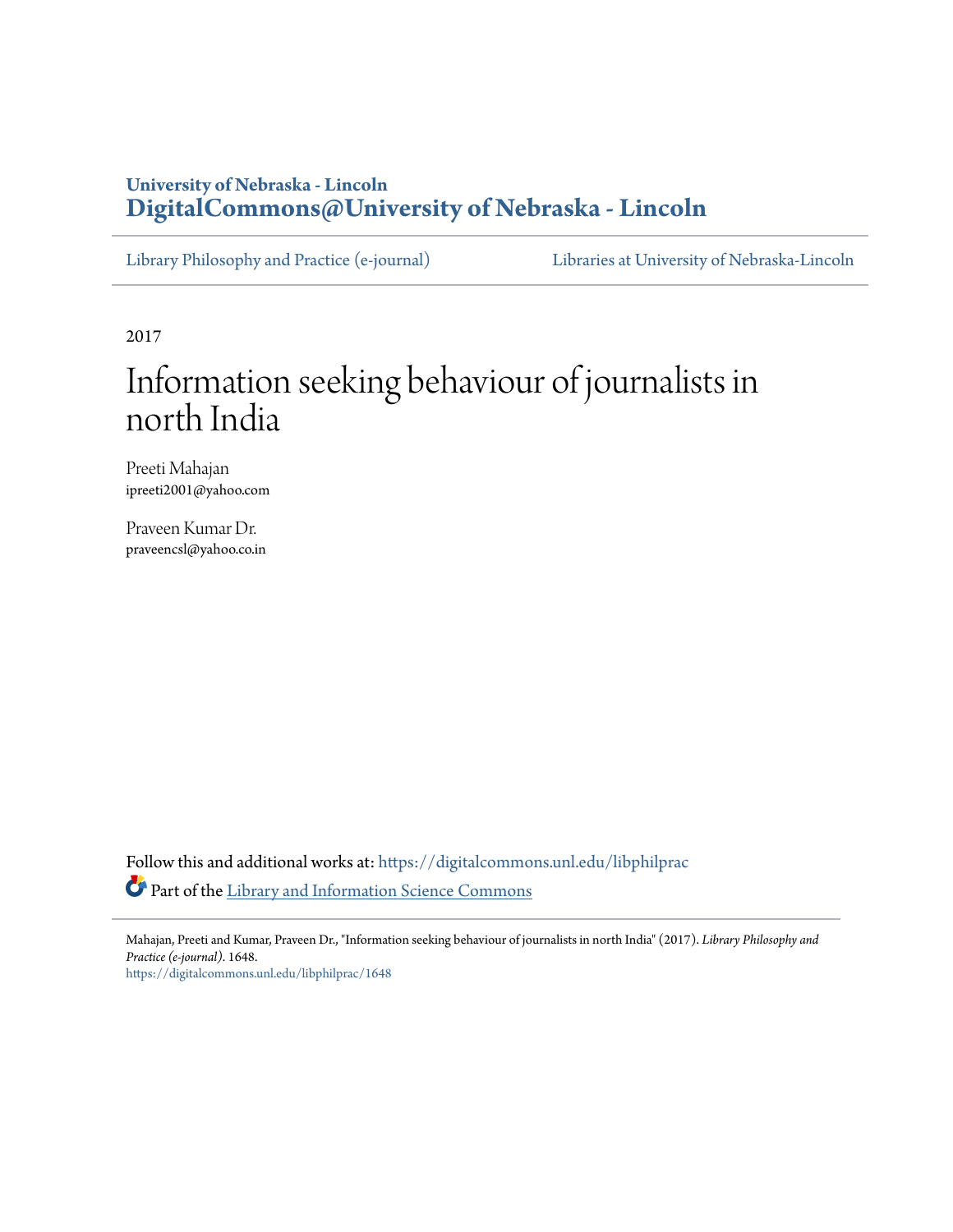University of Nebraska - Lincoln
**DigitalCommons@University of Nebraska - Lincoln**

Library Philosophy and Practice (e-journal) | Libraries at University of Nebraska-Lincoln

2017

# Information seeking behaviour of journalists in north India

Preeti Mahajan
ipreeti2001@yahoo.com

Praveen Kumar Dr.
praveencsl@yahoo.co.in

Follow this and additional works at: https://digitalcommons.unl.edu/libphilprac

Part of the Library and Information Science Commons

Mahajan, Preeti and Kumar, Praveen Dr., "Information seeking behaviour of journalists in north India" (2017). *Library Philosophy and Practice (e-journal)*. 1648.
https://digitalcommons.unl.edu/libphilprac/1648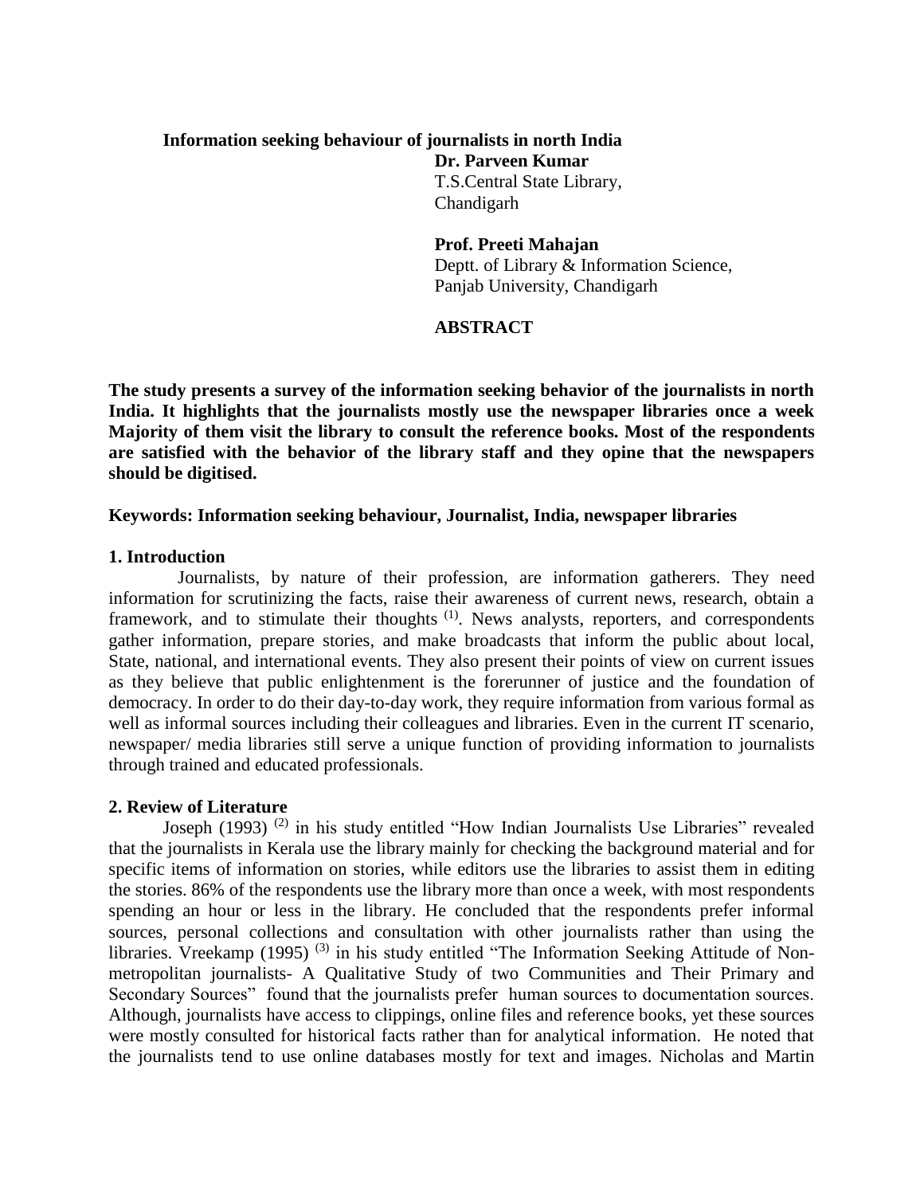# Information seeking behaviour of journalists in north India

**Dr. Parveen Kumar**
T.S.Central State Library,
Chandigarh

**Prof. Preeti Mahajan**
Deptt. of Library & Information Science,
Panjab University, Chandigarh

## ABSTRACT

**The study presents a survey of the information seeking behavior of the journalists in north India. It highlights that the journalists mostly use the newspaper libraries once a week Majority of them visit the library to consult the reference books. Most of the respondents are satisfied with the behavior of the library staff and they opine that the newspapers should be digitised.**

**Keywords: Information seeking behaviour, Journalist, India, newspaper libraries**

## 1. Introduction

Journalists, by nature of their profession, are information gatherers. They need information for scrutinizing the facts, raise their awareness of current news, research, obtain a framework, and to stimulate their thoughts (1). News analysts, reporters, and correspondents gather information, prepare stories, and make broadcasts that inform the public about local, State, national, and international events. They also present their points of view on current issues as they believe that public enlightenment is the forerunner of justice and the foundation of democracy. In order to do their day-to-day work, they require information from various formal as well as informal sources including their colleagues and libraries. Even in the current IT scenario, newspaper/ media libraries still serve a unique function of providing information to journalists through trained and educated professionals.

## 2. Review of Literature

Joseph (1993) (2) in his study entitled "How Indian Journalists Use Libraries" revealed that the journalists in Kerala use the library mainly for checking the background material and for specific items of information on stories, while editors use the libraries to assist them in editing the stories. 86% of the respondents use the library more than once a week, with most respondents spending an hour or less in the library. He concluded that the respondents prefer informal sources, personal collections and consultation with other journalists rather than using the libraries. Vreekamp (1995) (3) in his study entitled "The Information Seeking Attitude of Non-metropolitan journalists- A Qualitative Study of two Communities and Their Primary and Secondary Sources" found that the journalists prefer human sources to documentation sources. Although, journalists have access to clippings, online files and reference books, yet these sources were mostly consulted for historical facts rather than for analytical information. He noted that the journalists tend to use online databases mostly for text and images. Nicholas and Martin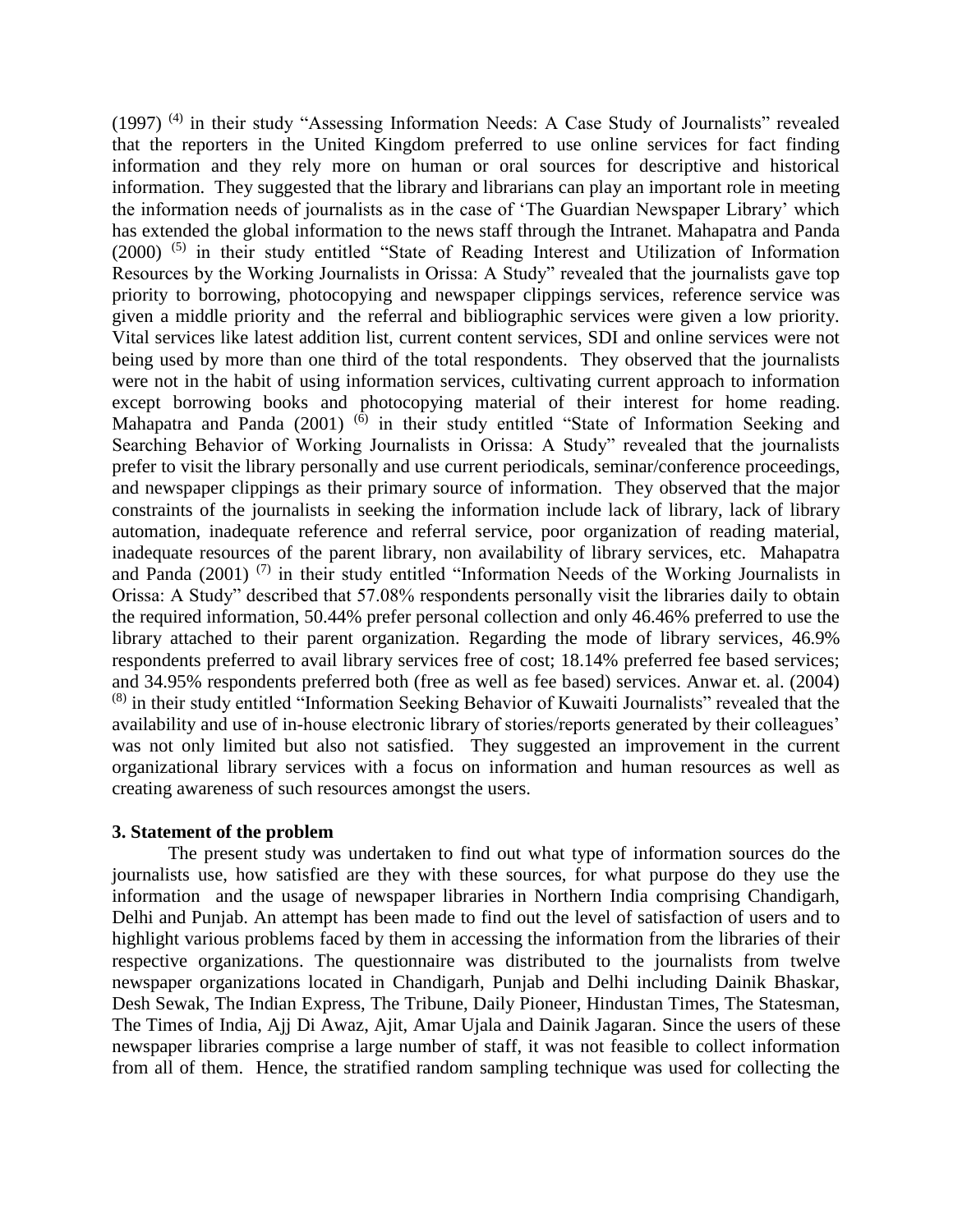(1997) [4] in their study "Assessing Information Needs: A Case Study of Journalists" revealed that the reporters in the United Kingdom preferred to use online services for fact finding information and they rely more on human or oral sources for descriptive and historical information. They suggested that the library and librarians can play an important role in meeting the information needs of journalists as in the case of 'The Guardian Newspaper Library' which has extended the global information to the news staff through the Intranet. Mahapatra and Panda (2000) [5] in their study entitled "State of Reading Interest and Utilization of Information Resources by the Working Journalists in Orissa: A Study" revealed that the journalists gave top priority to borrowing, photocopying and newspaper clippings services, reference service was given a middle priority and the referral and bibliographic services were given a low priority. Vital services like latest addition list, current content services, SDI and online services were not being used by more than one third of the total respondents. They observed that the journalists were not in the habit of using information services, cultivating current approach to information except borrowing books and photocopying material of their interest for home reading. Mahapatra and Panda (2001) [6] in their study entitled "State of Information Seeking and Searching Behavior of Working Journalists in Orissa: A Study" revealed that the journalists prefer to visit the library personally and use current periodicals, seminar/conference proceedings, and newspaper clippings as their primary source of information. They observed that the major constraints of the journalists in seeking the information include lack of library, lack of library automation, inadequate reference and referral service, poor organization of reading material, inadequate resources of the parent library, non availability of library services, etc. Mahapatra and Panda (2001) [7] in their study entitled "Information Needs of the Working Journalists in Orissa: A Study" described that 57.08% respondents personally visit the libraries daily to obtain the required information, 50.44% prefer personal collection and only 46.46% preferred to use the library attached to their parent organization. Regarding the mode of library services, 46.9% respondents preferred to avail library services free of cost; 18.14% preferred fee based services; and 34.95% respondents preferred both (free as well as fee based) services. Anwar et. al. (2004) [8] in their study entitled "Information Seeking Behavior of Kuwaiti Journalists" revealed that the availability and use of in-house electronic library of stories/reports generated by their colleagues' was not only limited but also not satisfied. They suggested an improvement in the current organizational library services with a focus on information and human resources as well as creating awareness of such resources amongst the users.

## 3. Statement of the problem

The present study was undertaken to find out what type of information sources do the journalists use, how satisfied are they with these sources, for what purpose do they use the information and the usage of newspaper libraries in Northern India comprising Chandigarh, Delhi and Punjab. An attempt has been made to find out the level of satisfaction of users and to highlight various problems faced by them in accessing the information from the libraries of their respective organizations. The questionnaire was distributed to the journalists from twelve newspaper organizations located in Chandigarh, Punjab and Delhi including Dainik Bhaskar, Desh Sewak, The Indian Express, The Tribune, Daily Pioneer, Hindustan Times, The Statesman, The Times of India, Ajj Di Awaz, Ajit, Amar Ujala and Dainik Jagaran. Since the users of these newspaper libraries comprise a large number of staff, it was not feasible to collect information from all of them. Hence, the stratified random sampling technique was used for collecting the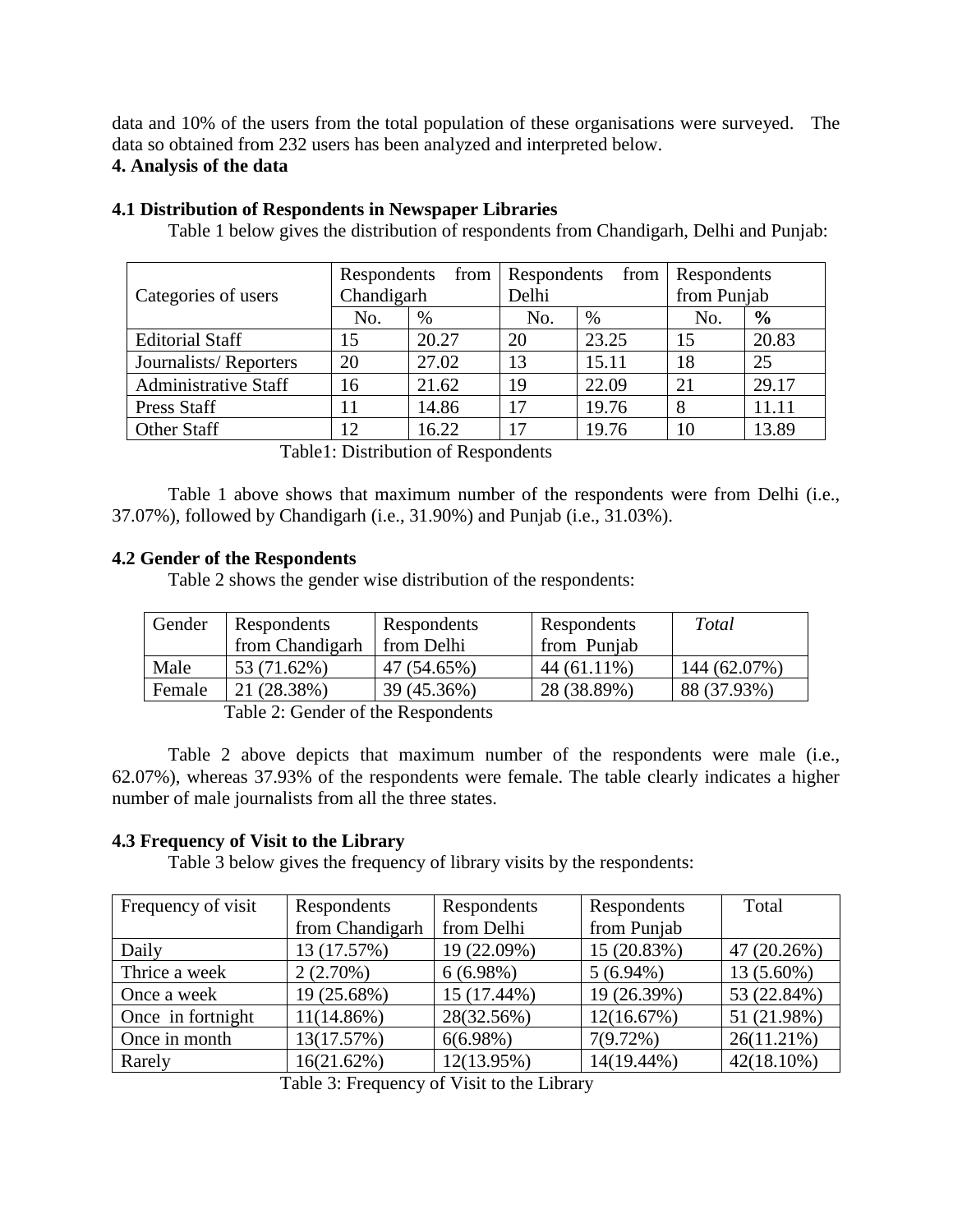data and 10% of the users from the total population of these organisations were surveyed. The data so obtained from 232 users has been analyzed and interpreted below.

## 4. Analysis of the data

### 4.1 Distribution of Respondents in Newspaper Libraries

Table 1 below gives the distribution of respondents from Chandigarh, Delhi and Punjab:

| Categories of users | Respondents from Chandigarh | | Respondents from Delhi | | Respondents from Punjab | |
|---|---|---|---|---|---|---|
| | No. | % | No. | % | No. | **%** |
| Editorial Staff | 15 | 20.27 | 20 | 23.25 | 15 | 20.83 |
| Journalists/ Reporters | 20 | 27.02 | 13 | 15.11 | 18 | 25 |
| Administrative Staff | 16 | 21.62 | 19 | 22.09 | 21 | 29.17 |
| Press Staff | 11 | 14.86 | 17 | 19.76 | 8 | 11.11 |
| Other Staff | 12 | 16.22 | 17 | 19.76 | 10 | 13.89 |

Table1: Distribution of Respondents

Table 1 above shows that maximum number of the respondents were from Delhi (i.e., 37.07%), followed by Chandigarh (i.e., 31.90%) and Punjab (i.e., 31.03%).

### 4.2 Gender of the Respondents

Table 2 shows the gender wise distribution of the respondents:

| Gender | Respondents from Chandigarh | Respondents from Delhi | Respondents from Punjab | *Total* |
|---|---|---|---|---|
| Male | 53 (71.62%) | 47 (54.65%) | 44 (61.11%) | 144 (62.07%) |
| Female | 21 (28.38%) | 39 (45.36%) | 28 (38.89%) | 88 (37.93%) |

Table 2: Gender of the Respondents

Table 2 above depicts that maximum number of the respondents were male (i.e., 62.07%), whereas 37.93% of the respondents were female. The table clearly indicates a higher number of male journalists from all the three states.

### 4.3 Frequency of Visit to the Library

Table 3 below gives the frequency of library visits by the respondents:

| Frequency of visit | Respondents from Chandigarh | Respondents from Delhi | Respondents from Punjab | Total |
|---|---|---|---|---|
| Daily | 13 (17.57%) | 19 (22.09%) | 15 (20.83%) | 47 (20.26%) |
| Thrice a week | 2 (2.70%) | 6 (6.98%) | 5 (6.94%) | 13 (5.60%) |
| Once a week | 19 (25.68%) | 15 (17.44%) | 19 (26.39%) | 53 (22.84%) |
| Once in fortnight | 11(14.86%) | 28(32.56%) | 12(16.67%) | 51 (21.98%) |
| Once in month | 13(17.57%) | 6(6.98%) | 7(9.72%) | 26(11.21%) |
| Rarely | 16(21.62%) | 12(13.95%) | 14(19.44%) | 42(18.10%) |

Table 3: Frequency of Visit to the Library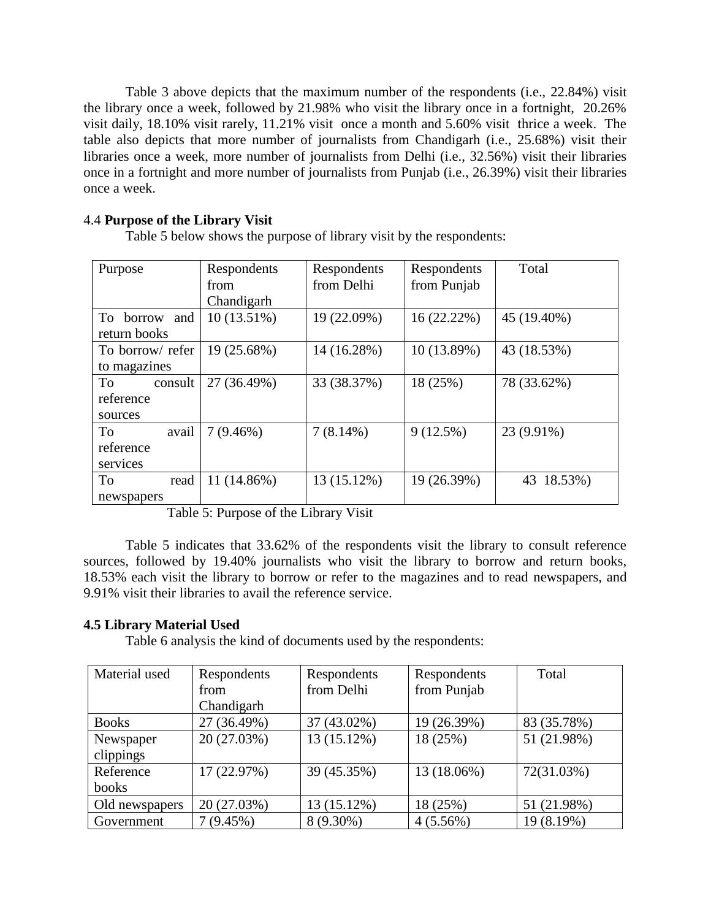Table 3 above depicts that the maximum number of the respondents (i.e., 22.84%) visit the library once a week, followed by 21.98% who visit the library once in a fortnight, 20.26% visit daily, 18.10% visit rarely, 11.21% visit once a month and 5.60% visit thrice a week. The table also depicts that more number of journalists from Chandigarh (i.e., 25.68%) visit their libraries once a week, more number of journalists from Delhi (i.e., 32.56%) visit their libraries once in a fortnight and more number of journalists from Punjab (i.e., 26.39%) visit their libraries once a week.

### 4.4 **Purpose of the Library Visit**

Table 5 below shows the purpose of library visit by the respondents:

| Purpose | Respondents from Chandigarh | Respondents from Delhi | Respondents from Punjab | Total |
|---|---|---|---|---|
| To borrow and return books | 10 (13.51%) | 19 (22.09%) | 16 (22.22%) | 45 (19.40%) |
| To borrow/ refer to magazines | 19 (25.68%) | 14 (16.28%) | 10 (13.89%) | 43 (18.53%) |
| To consult reference sources | 27 (36.49%) | 33 (38.37%) | 18 (25%) | 78 (33.62%) |
| To avail reference services | 7 (9.46%) | 7 (8.14%) | 9 (12.5%) | 23 (9.91%) |
| To read newspapers | 11 (14.86%) | 13 (15.12%) | 19 (26.39%) | 43 18.53%) |

Table 5: Purpose of the Library Visit

Table 5 indicates that 33.62% of the respondents visit the library to consult reference sources, followed by 19.40% journalists who visit the library to borrow and return books, 18.53% each visit the library to borrow or refer to the magazines and to read newspapers, and 9.91% visit their libraries to avail the reference service.

### **4.5 Library Material Used**

Table 6 analysis the kind of documents used by the respondents:

| Material used | Respondents from Chandigarh | Respondents from Delhi | Respondents from Punjab | Total |
|---|---|---|---|---|
| Books | 27 (36.49%) | 37 (43.02%) | 19 (26.39%) | 83 (35.78%) |
| Newspaper clippings | 20 (27.03%) | 13 (15.12%) | 18 (25%) | 51 (21.98%) |
| Reference books | 17 (22.97%) | 39 (45.35%) | 13 (18.06%) | 72(31.03%) |
| Old newspapers | 20 (27.03%) | 13 (15.12%) | 18 (25%) | 51 (21.98%) |
| Government | 7 (9.45%) | 8 (9.30%) | 4 (5.56%) | 19 (8.19%) |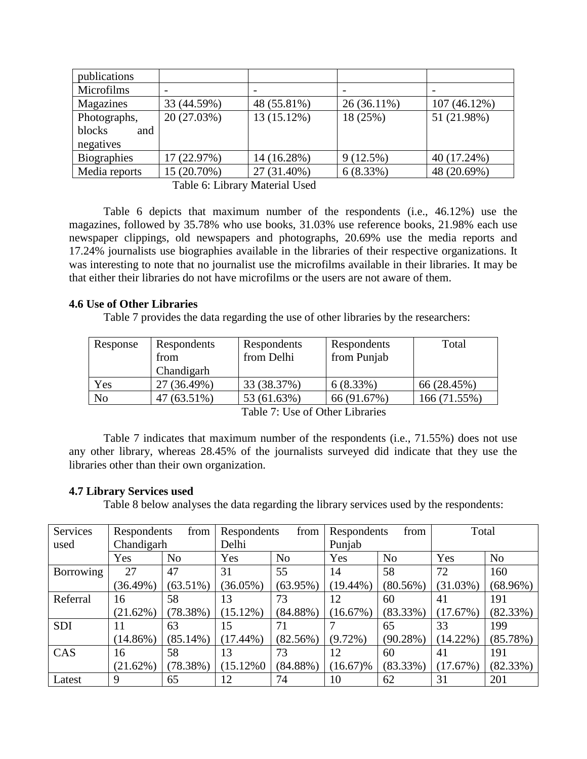| publications | | | | |
|---|---|---|---|---|
| Microfilms | - | - | - | - |
| Magazines | 33 (44.59%) | 48 (55.81%) | 26 (36.11%) | 107 (46.12%) |
| Photographs, blocks and negatives | 20 (27.03%) | 13 (15.12%) | 18 (25%) | 51 (21.98%) |
| Biographies | 17 (22.97%) | 14 (16.28%) | 9 (12.5%) | 40 (17.24%) |
| Media reports | 15 (20.70%) | 27 (31.40%) | 6 (8.33%) | 48 (20.69%) |

Table 6: Library Material Used

Table 6 depicts that maximum number of the respondents (i.e., 46.12%) use the magazines, followed by 35.78% who use books, 31.03% use reference books, 21.98% each use newspaper clippings, old newspapers and photographs, 20.69% use the media reports and 17.24% journalists use biographies available in the libraries of their respective organizations. It was interesting to note that no journalist use the microfilms available in their libraries. It may be that either their libraries do not have microfilms or the users are not aware of them.

### 4.6 Use of Other Libraries

Table 7 provides the data regarding the use of other libraries by the researchers:

| Response | Respondents from Chandigarh | Respondents from Delhi | Respondents from Punjab | Total |
|---|---|---|---|---|
| Yes | 27 (36.49%) | 33 (38.37%) | 6 (8.33%) | 66 (28.45%) |
| No | 47 (63.51%) | 53 (61.63%) | 66 (91.67%) | 166 (71.55%) |

Table 7: Use of Other Libraries

Table 7 indicates that maximum number of the respondents (i.e., 71.55%) does not use any other library, whereas 28.45% of the journalists surveyed did indicate that they use the libraries other than their own organization.

### 4.7 Library Services used

Table 8 below analyses the data regarding the library services used by the respondents:

| Services used | Respondents from Chandigarh | | Respondents from Delhi | | Respondents from Punjab | | Total | |
|---|---|---|---|---|---|---|---|---|
| | Yes | No | Yes | No | Yes | No | Yes | No |
| Borrowing | 27 (36.49%) | 47 (63.51%) | 31 (36.05%) | 55 (63.95%) | 14 (19.44%) | 58 (80.56%) | 72 (31.03%) | 160 (68.96%) |
| Referral | 16 (21.62%) | 58 (78.38%) | 13 (15.12%) | 73 (84.88%) | 12 (16.67%) | 60 (83.33%) | 41 (17.67%) | 191 (82.33%) |
| SDI | 11 (14.86%) | 63 (85.14%) | 15 (17.44%) | 71 (82.56%) | 7 (9.72%) | 65 (90.28%) | 33 (14.22%) | 199 (85.78%) |
| CAS | 16 (21.62%) | 58 (78.38%) | 13 (15.12%0 | 73 (84.88%) | 12 (16.67)% | 60 (83.33%) | 41 (17.67%) | 191 (82.33%) |
| Latest | 9 | 65 | 12 | 74 | 10 | 62 | 31 | 201 |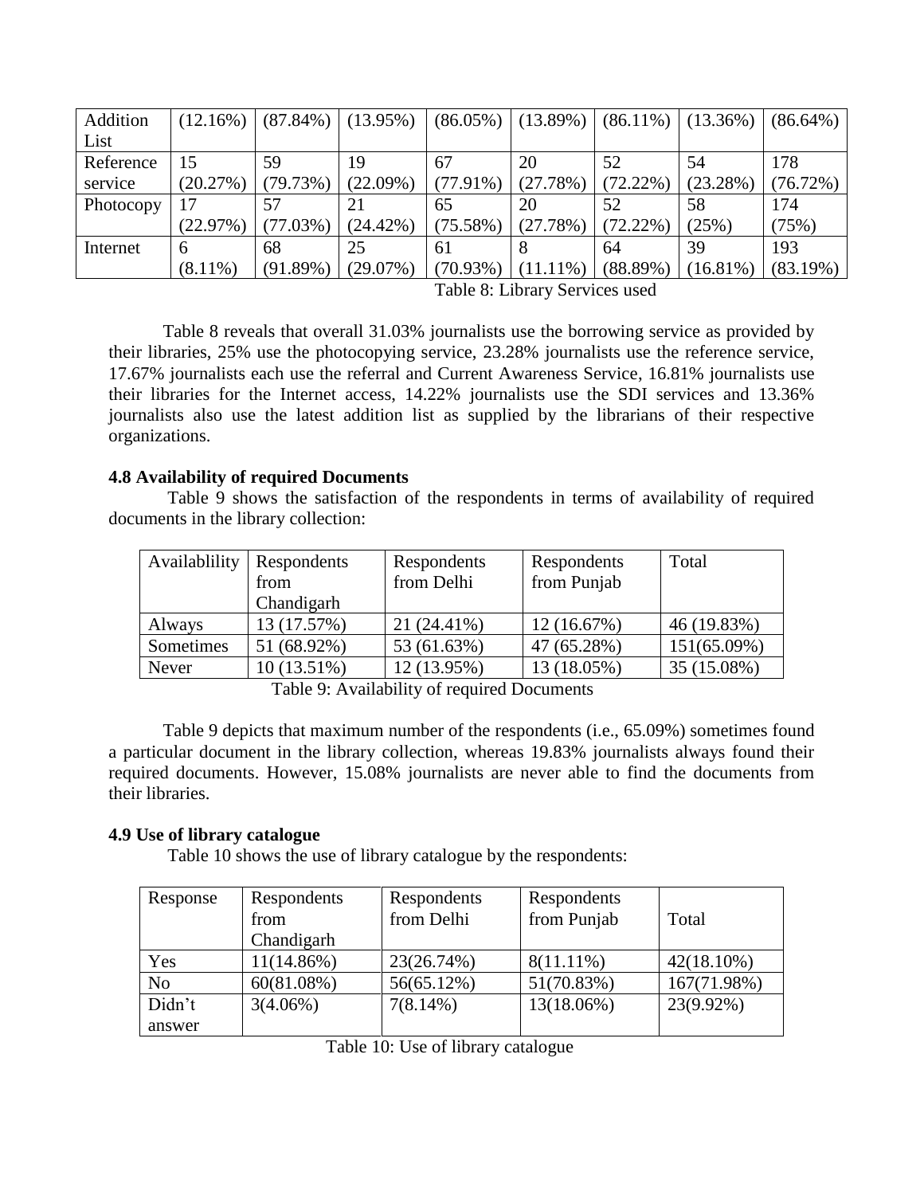| Addition List | (12.16%) | (87.84%) | (13.95%) | (86.05%) | (13.89%) | (86.11%) | (13.36%) | (86.64%) |
|---|---|---|---|---|---|---|---|---|
| Reference service | 15 (20.27%) | 59 (79.73%) | 19 (22.09%) | 67 (77.91%) | 20 (27.78%) | 52 (72.22%) | 54 (23.28%) | 178 (76.72%) |
| Photocopy | 17 (22.97%) | 57 (77.03%) | 21 (24.42%) | 65 (75.58%) | 20 (27.78%) | 52 (72.22%) | 58 (25%) | 174 (75%) |
| Internet | 6 (8.11%) | 68 (91.89%) | 25 (29.07%) | 61 (70.93%) | 8 (11.11%) | 64 (88.89%) | 39 (16.81%) | 193 (83.19%) |

Table 8: Library Services used

Table 8 reveals that overall 31.03% journalists use the borrowing service as provided by their libraries, 25% use the photocopying service, 23.28% journalists use the reference service, 17.67% journalists each use the referral and Current Awareness Service, 16.81% journalists use their libraries for the Internet access, 14.22% journalists use the SDI services and 13.36% journalists also use the latest addition list as supplied by the librarians of their respective organizations.

### 4.8 Availability of required Documents

Table 9 shows the satisfaction of the respondents in terms of availability of required documents in the library collection:

| Availablility | Respondents from Chandigarh | Respondents from Delhi | Respondents from Punjab | Total |
|---|---|---|---|---|
| Always | 13 (17.57%) | 21 (24.41%) | 12 (16.67%) | 46 (19.83%) |
| Sometimes | 51 (68.92%) | 53 (61.63%) | 47 (65.28%) | 151(65.09%) |
| Never | 10 (13.51%) | 12 (13.95%) | 13 (18.05%) | 35 (15.08%) |

Table 9: Availability of required Documents

Table 9 depicts that maximum number of the respondents (i.e., 65.09%) sometimes found a particular document in the library collection, whereas 19.83% journalists always found their required documents. However, 15.08% journalists are never able to find the documents from their libraries.

### 4.9 Use of library catalogue

Table 10 shows the use of library catalogue by the respondents:

| Response | Respondents from Chandigarh | Respondents from Delhi | Respondents from Punjab | Total |
|---|---|---|---|---|
| Yes | 11(14.86%) | 23(26.74%) | 8(11.11%) | 42(18.10%) |
| No | 60(81.08%) | 56(65.12%) | 51(70.83%) | 167(71.98%) |
| Didn't answer | 3(4.06%) | 7(8.14%) | 13(18.06%) | 23(9.92%) |

Table 10: Use of library catalogue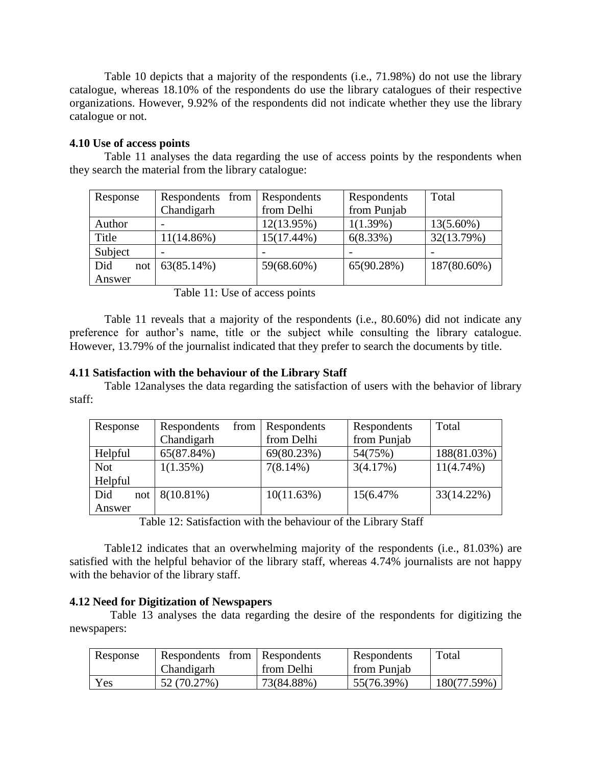Table 10 depicts that a majority of the respondents (i.e., 71.98%) do not use the library catalogue, whereas 18.10% of the respondents do use the library catalogues of their respective organizations. However, 9.92% of the respondents did not indicate whether they use the library catalogue or not.

### 4.10 Use of access points

Table 11 analyses the data regarding the use of access points by the respondents when they search the material from the library catalogue:

| Response | Respondents from Chandigarh | Respondents from Delhi | Respondents from Punjab | Total |
|---|---|---|---|---|
| Author | - | 12(13.95%) | 1(1.39%) | 13(5.60%) |
| Title | 11(14.86%) | 15(17.44%) | 6(8.33%) | 32(13.79%) |
| Subject | - | - | - | - |
| Did not Answer | 63(85.14%) | 59(68.60%) | 65(90.28%) | 187(80.60%) |

Table 11: Use of access points

Table 11 reveals that a majority of the respondents (i.e., 80.60%) did not indicate any preference for author's name, title or the subject while consulting the library catalogue. However, 13.79% of the journalist indicated that they prefer to search the documents by title.

### 4.11 Satisfaction with the behaviour of the Library Staff

Table 12analyses the data regarding the satisfaction of users with the behavior of library staff:

| Response | Respondents from Chandigarh | Respondents from Delhi | Respondents from Punjab | Total |
|---|---|---|---|---|
| Helpful | 65(87.84%) | 69(80.23%) | 54(75%) | 188(81.03%) |
| Not Helpful | 1(1.35%) | 7(8.14%) | 3(4.17%) | 11(4.74%) |
| Did not Answer | 8(10.81%) | 10(11.63%) | 15(6.47% | 33(14.22%) |

Table 12: Satisfaction with the behaviour of the Library Staff

Table12 indicates that an overwhelming majority of the respondents (i.e., 81.03%) are satisfied with the helpful behavior of the library staff, whereas 4.74% journalists are not happy with the behavior of the library staff.

### 4.12 Need for Digitization of Newspapers

Table 13 analyses the data regarding the desire of the respondents for digitizing the newspapers:

| Response | Respondents from Chandigarh | Respondents from Delhi | Respondents from Punjab | Total |
|---|---|---|---|---|
| Yes | 52 (70.27%) | 73(84.88%) | 55(76.39%) | 180(77.59%) |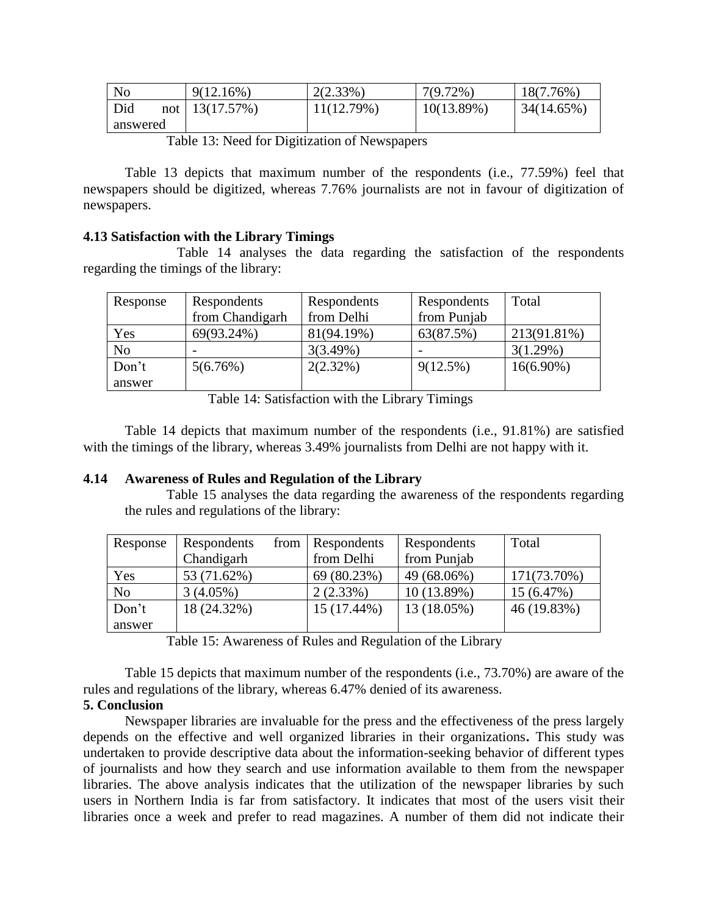| No | 9(12.16%) | 2(2.33%) | 7(9.72%) | 18(7.76%) |
|---|---|---|---|---|
| Did not answered | 13(17.57%) | 11(12.79%) | 10(13.89%) | 34(14.65%) |

Table 13: Need for Digitization of Newspapers

Table 13 depicts that maximum number of the respondents (i.e., 77.59%) feel that newspapers should be digitized, whereas 7.76% journalists are not in favour of digitization of newspapers.

**4.13 Satisfaction with the Library Timings**

Table 14 analyses the data regarding the satisfaction of the respondents regarding the timings of the library:

| Response | Respondents from Chandigarh | Respondents from Delhi | Respondents from Punjab | Total |
|---|---|---|---|---|
| Yes | 69(93.24%) | 81(94.19%) | 63(87.5%) | 213(91.81%) |
| No | - | 3(3.49%) | - | 3(1.29%) |
| Don't answer | 5(6.76%) | 2(2.32%) | 9(12.5%) | 16(6.90%) |

Table 14: Satisfaction with the Library Timings

Table 14 depicts that maximum number of the respondents (i.e., 91.81%) are satisfied with the timings of the library, whereas 3.49% journalists from Delhi are not happy with it.

**4.14 Awareness of Rules and Regulation of the Library**

Table 15 analyses the data regarding the awareness of the respondents regarding the rules and regulations of the library:

| Response | Respondents from Chandigarh | Respondents from Delhi | Respondents from Punjab | Total |
|---|---|---|---|---|
| Yes | 53 (71.62%) | 69 (80.23%) | 49 (68.06%) | 171(73.70%) |
| No | 3 (4.05%) | 2 (2.33%) | 10 (13.89%) | 15 (6.47%) |
| Don't answer | 18 (24.32%) | 15 (17.44%) | 13 (18.05%) | 46 (19.83%) |

Table 15: Awareness of Rules and Regulation of the Library

Table 15 depicts that maximum number of the respondents (i.e., 73.70%) are aware of the rules and regulations of the library, whereas 6.47% denied of its awareness.

**5. Conclusion**

Newspaper libraries are invaluable for the press and the effectiveness of the press largely depends on the effective and well organized libraries in their organizations**.** This study was undertaken to provide descriptive data about the information-seeking behavior of different types of journalists and how they search and use information available to them from the newspaper libraries. The above analysis indicates that the utilization of the newspaper libraries by such users in Northern India is far from satisfactory. It indicates that most of the users visit their libraries once a week and prefer to read magazines. A number of them did not indicate their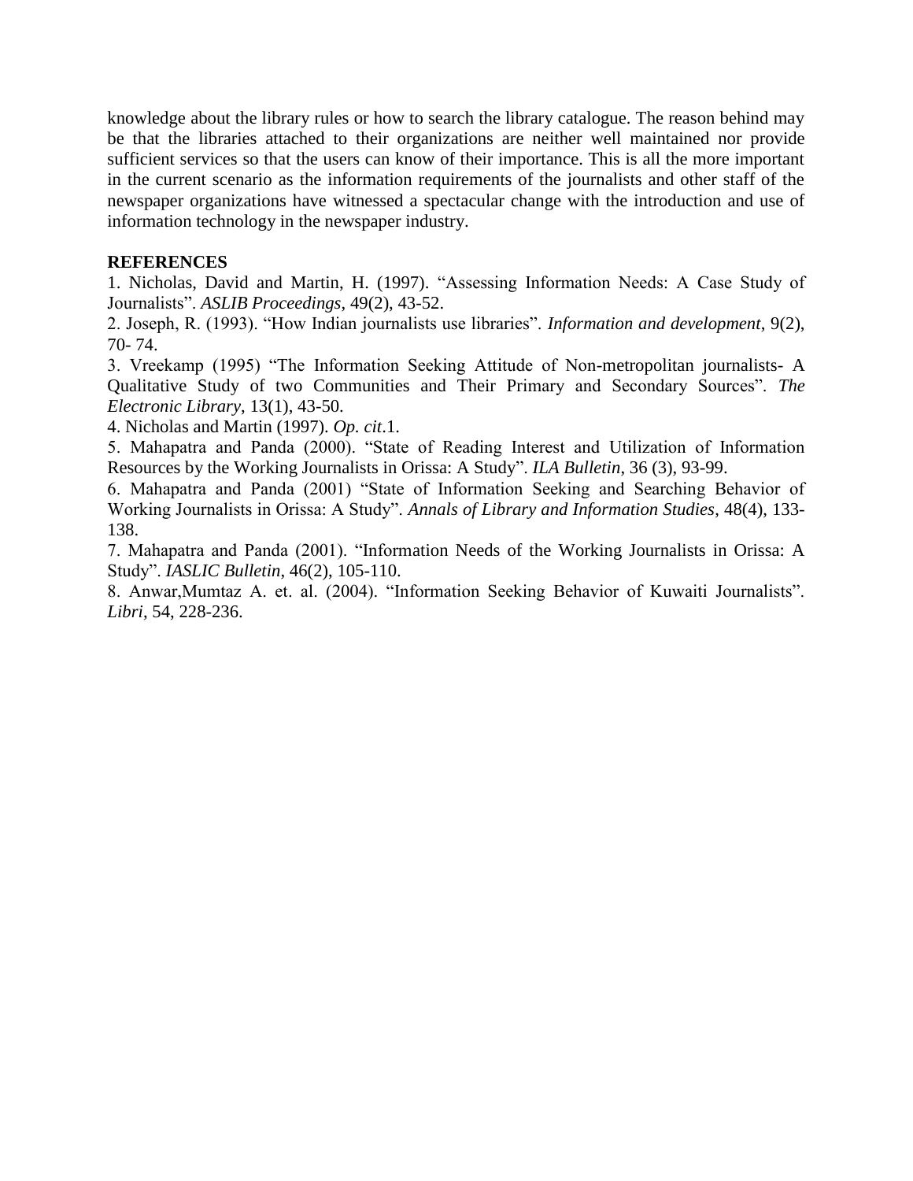knowledge about the library rules or how to search the library catalogue. The reason behind may be that the libraries attached to their organizations are neither well maintained nor provide sufficient services so that the users can know of their importance. This is all the more important in the current scenario as the information requirements of the journalists and other staff of the newspaper organizations have witnessed a spectacular change with the introduction and use of information technology in the newspaper industry.

**REFERENCES**

1. Nicholas, David and Martin, H. (1997). "Assessing Information Needs: A Case Study of Journalists". *ASLIB Proceedings*, 49(2), 43-52.
2. Joseph, R. (1993). "How Indian journalists use libraries". *Information and development*, 9(2), 70- 74.
3. Vreekamp (1995) "The Information Seeking Attitude of Non-metropolitan journalists- A Qualitative Study of two Communities and Their Primary and Secondary Sources". *The Electronic Library*, 13(1), 43-50.
4. Nicholas and Martin (1997). *Op. cit*.1.
5. Mahapatra and Panda (2000). "State of Reading Interest and Utilization of Information Resources by the Working Journalists in Orissa: A Study". *ILA Bulletin*, 36 (3), 93-99.
6. Mahapatra and Panda (2001) "State of Information Seeking and Searching Behavior of Working Journalists in Orissa: A Study". *Annals of Library and Information Studies*, 48(4), 133-138.
7. Mahapatra and Panda (2001). "Information Needs of the Working Journalists in Orissa: A Study". *IASLIC Bulletin*, 46(2), 105-110.
8. Anwar,Mumtaz A. et. al. (2004). "Information Seeking Behavior of Kuwaiti Journalists". *Libri*, 54, 228-236.